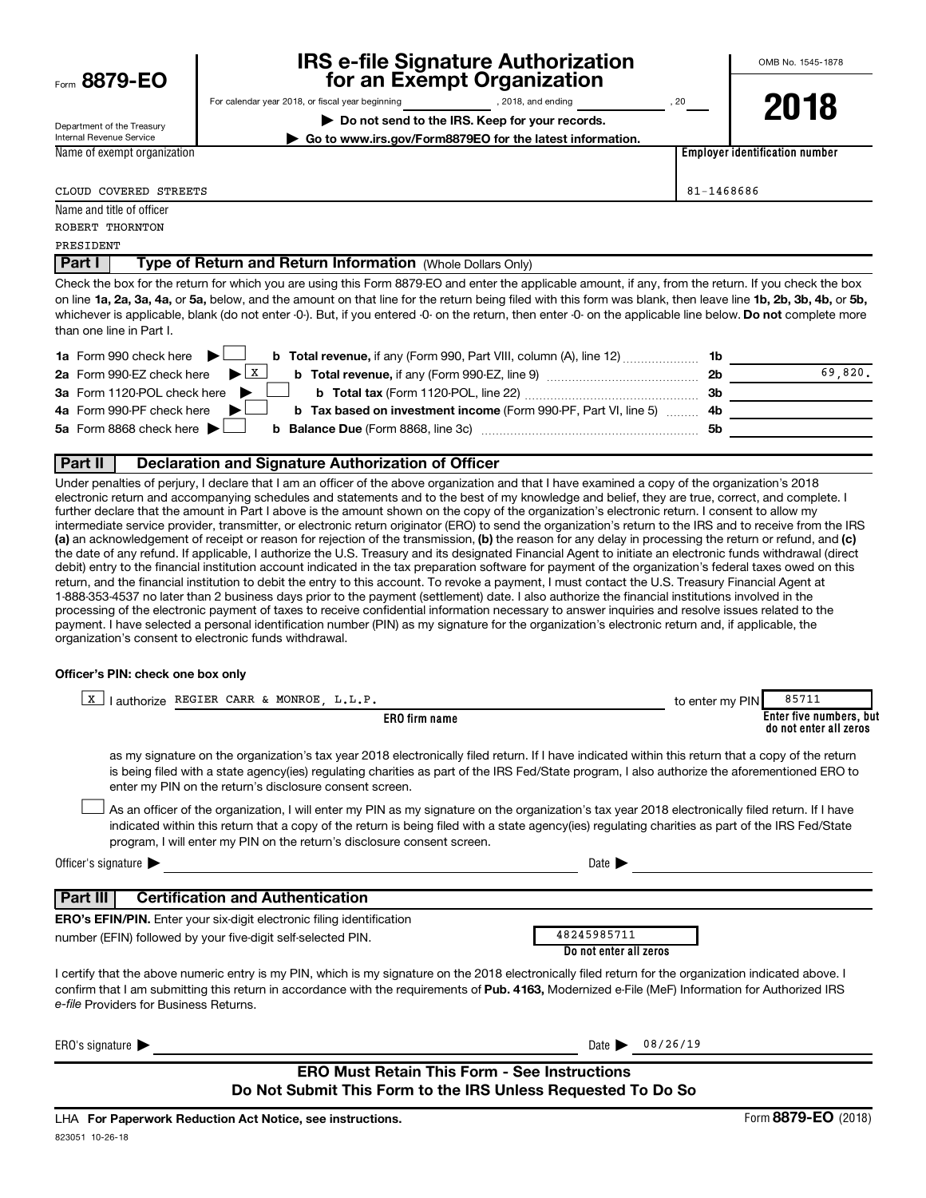Form **8879-EO**

Department of the Treasury
Internal Revenue Service

# IRS e-file Signature Authorization for an Exempt Organization

For calendar year 2018, or fiscal year beginning ____________, 2018, and ending ____________, 20____

▶ **Do not send to the IRS. Keep for your records.**

▶ **Go to www.irs.gov/Form8879EO for the latest information.**

OMB No. 1545-1878

**2018**

| Name of exempt organization | Employer identification number |
|---|---|
| CLOUD COVERED STREETS | 81-1468686 |

Name and title of officer
ROBERT THORNTON
PRESIDENT

## Part I — Type of Return and Return Information (Whole Dollars Only)

Check the box for the return for which you are using this Form 8879-EO and enter the applicable amount, if any, from the return. If you check the box on line **1a, 2a, 3a, 4a,** or **5a,** below, and the amount on that line for the return being filed with this form was blank, then leave line **1b, 2b, 3b, 4b,** or **5b,** whichever is applicable, blank (do not enter -0-). But, if you entered -0- on the return, then enter -0- on the applicable line below. **Do not** complete more than one line in Part I.

| | | | |
|---|---|---|---|
| **1a** Form 990 check here ▶ ☐ | **b Total revenue,** if any (Form 990, Part VIII, column (A), line 12) | **1b** | |
| **2a** Form 990-EZ check here ▶ ☒ | **b Total revenue,** if any (Form 990-EZ, line 9) | **2b** | 69,820. |
| **3a** Form 1120-POL check here ▶ ☐ | **b Total tax** (Form 1120-POL, line 22) | **3b** | |
| **4a** Form 990-PF check here ▶ ☐ | **b Tax based on investment income** (Form 990-PF, Part VI, line 5) | **4b** | |
| **5a** Form 8868 check here ▶ ☐ | **b Balance Due** (Form 8868, line 3c) | **5b** | |

## Part II — Declaration and Signature Authorization of Officer

Under penalties of perjury, I declare that I am an officer of the above organization and that I have examined a copy of the organization's 2018 electronic return and accompanying schedules and statements and to the best of my knowledge and belief, they are true, correct, and complete. I further declare that the amount in Part I above is the amount shown on the copy of the organization's electronic return. I consent to allow my intermediate service provider, transmitter, or electronic return originator (ERO) to send the organization's return to the IRS and to receive from the IRS **(a)** an acknowledgement of receipt or reason for rejection of the transmission, **(b)** the reason for any delay in processing the return or refund, and **(c)** the date of any refund. If applicable, I authorize the U.S. Treasury and its designated Financial Agent to initiate an electronic funds withdrawal (direct debit) entry to the financial institution account indicated in the tax preparation software for payment of the organization's federal taxes owed on this return, and the financial institution to debit the entry to this account. To revoke a payment, I must contact the U.S. Treasury Financial Agent at 1-888-353-4537 no later than 2 business days prior to the payment (settlement) date. I also authorize the financial institutions involved in the processing of the electronic payment of taxes to receive confidential information necessary to answer inquiries and resolve issues related to the payment. I have selected a personal identification number (PIN) as my signature for the organization's electronic return and, if applicable, the organization's consent to electronic funds withdrawal.

**Officer's PIN: check one box only**

☒ I authorize REGIER CARR & MONROE, L.L.P. (**ERO firm name**) to enter my PIN 85711 (**Enter five numbers, but do not enter all zeros**)

as my signature on the organization's tax year 2018 electronically filed return. If I have indicated within this return that a copy of the return is being filed with a state agency(ies) regulating charities as part of the IRS Fed/State program, I also authorize the aforementioned ERO to enter my PIN on the return's disclosure consent screen.

☐ As an officer of the organization, I will enter my PIN as my signature on the organization's tax year 2018 electronically filed return. If I have indicated within this return that a copy of the return is being filed with a state agency(ies) regulating charities as part of the IRS Fed/State program, I will enter my PIN on the return's disclosure consent screen.

Officer's signature ▶ ______________________ Date ▶ ______________

## Part III — Certification and Authentication

**ERO's EFIN/PIN.** Enter your six-digit electronic filing identification number (EFIN) followed by your five-digit self-selected PIN. 48245985711 (**Do not enter all zeros**)

I certify that the above numeric entry is my PIN, which is my signature on the 2018 electronically filed return for the organization indicated above. I confirm that I am submitting this return in accordance with the requirements of **Pub. 4163,** Modernized e-File (MeF) Information for Authorized IRS *e-file* Providers for Business Returns.

ERO's signature ▶ ______________________ Date ▶ 08/26/19

**ERO Must Retain This Form - See Instructions**
**Do Not Submit This Form to the IRS Unless Requested To Do So**

LHA **For Paperwork Reduction Act Notice, see instructions.** Form **8879-EO** (2018)

823051 10-26-18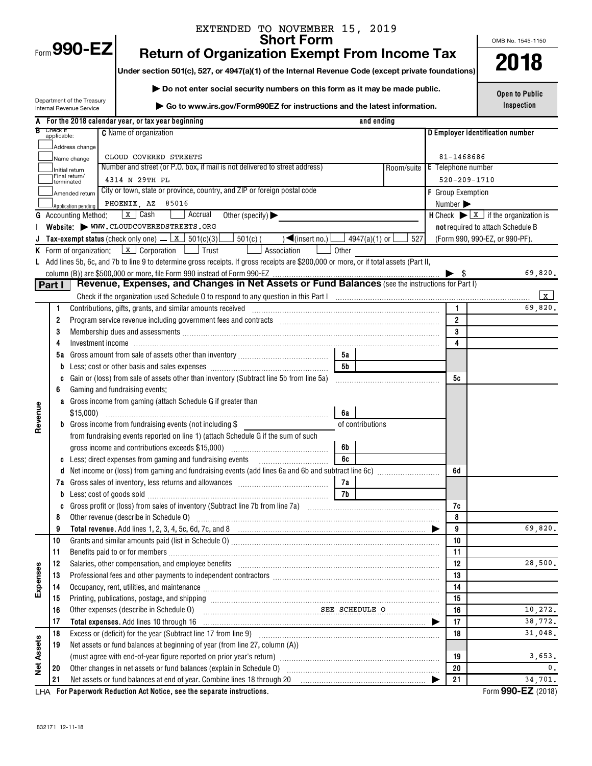EXTENDED TO NOVEMBER 15, 2019

# Form 990-EZ

## Short Form
## Return of Organization Exempt From Income Tax

**Under section 501(c), 527, or 4947(a)(1) of the Internal Revenue Code (except private foundations)**

▶ Do not enter social security numbers on this form as it may be made public.

▶ Go to www.irs.gov/Form990EZ for instructions and the latest information.

Department of the Treasury
Internal Revenue Service

OMB No. 1545-1150

**2018**

**Open to Public Inspection**

**A** For the 2018 calendar year, or tax year beginning and ending

**B** Check if applicable:
- Address change
- Name change
- Initial return
- Final return/terminated
- Amended return
- Application pending

**C** Name of organization: CLOUD COVERED STREETS

Number and street (or P.O. box, if mail is not delivered to street address): 4314 N 29TH PL | Room/suite

City or town, state or province, country, and ZIP or foreign postal code: PHOENIX, AZ 85016

**D** Employer identification number: 81-1468686

**E** Telephone number: 520-209-1710

**F** Group Exemption Number ▶

**G** Accounting Method: [X] Cash [ ] Accrual Other (specify) ▶

**H** Check ▶ [X] if the organization is **not** required to attach Schedule B (Form 990, 990-EZ, or 990-PF).

**I** Website: ▶ WWW.CLOUDCOVEREDSTREETS.ORG

**J** Tax-exempt status (check only one) – [X] 501(c)(3) [ ] 501(c)( ) ◀(insert no.) [ ] 4947(a)(1) or [ ] 527

**K** Form of organization: [X] Corporation [ ] Trust [ ] Association [ ] Other

**L** Add lines 5b, 6c, and 7b to line 9 to determine gross receipts. If gross receipts are $200,000 or more, or if total assets (Part II, column (B)) are $500,000 or more, file Form 990 instead of Form 990-EZ ▶ $ 69,820.

## Part I — Revenue, Expenses, and Changes in Net Assets or Fund Balances (see the instructions for Part I)

Check if the organization used Schedule O to respond to any question in this Part I [X]

| | Line | Description | | Line | Amount |
|---|---|---|---|---|---|
| Revenue | 1 | Contributions, gifts, grants, and similar amounts received | | 1 | 69,820. |
| | 2 | Program service revenue including government fees and contracts | | 2 | |
| | 3 | Membership dues and assessments | | 3 | |
| | 4 | Investment income | | 4 | |
| | 5a | Gross amount from sale of assets other than inventory | 5a | | |
| | b | Less: cost or other basis and sales expenses | 5b | | |
| | c | Gain or (loss) from sale of assets other than inventory (Subtract line 5b from line 5a) | | 5c | |
| | 6 | Gaming and fundraising events: | | | |
| | a | Gross income from gaming (attach Schedule G if greater than $15,000) | 6a | | |
| | b | Gross income from fundraising events (not including $ of contributions from fundraising events reported on line 1) (attach Schedule G if the sum of such gross income and contributions exceeds $15,000) | 6b | | |
| | c | Less: direct expenses from gaming and fundraising events | 6c | | |
| | d | Net income or (loss) from gaming and fundraising events (add lines 6a and 6b and subtract line 6c) | | 6d | |
| | 7a | Gross sales of inventory, less returns and allowances | 7a | | |
| | b | Less: cost of goods sold | 7b | | |
| | c | Gross profit or (loss) from sales of inventory (Subtract line 7b from line 7a) | | 7c | |
| | 8 | Other revenue (describe in Schedule O) | | 8 | |
| | 9 | **Total revenue.** Add lines 1, 2, 3, 4, 5c, 6d, 7c, and 8 ▶ | | 9 | 69,820. |
| Expenses | 10 | Grants and similar amounts paid (list in Schedule O) | | 10 | |
| | 11 | Benefits paid to or for members | | 11 | |
| | 12 | Salaries, other compensation, and employee benefits | | 12 | 28,500. |
| | 13 | Professional fees and other payments to independent contractors | | 13 | |
| | 14 | Occupancy, rent, utilities, and maintenance | | 14 | |
| | 15 | Printing, publications, postage, and shipping | | 15 | |
| | 16 | Other expenses (describe in Schedule O) SEE SCHEDULE O | | 16 | 10,272. |
| | 17 | **Total expenses.** Add lines 10 through 16 ▶ | | 17 | 38,772. |
| Net Assets | 18 | Excess or (deficit) for the year (Subtract line 17 from line 9) | | 18 | 31,048. |
| | 19 | Net assets or fund balances at beginning of year (from line 27, column (A)) (must agree with end-of-year figure reported on prior year's return) | | 19 | 3,653. |
| | 20 | Other changes in net assets or fund balances (explain in Schedule O) | | 20 | 0. |
| | 21 | Net assets or fund balances at end of year. Combine lines 18 through 20 ▶ | | 21 | 34,701. |

LHA **For Paperwork Reduction Act Notice, see the separate instructions.** Form **990-EZ** (2018)

832171 12-11-18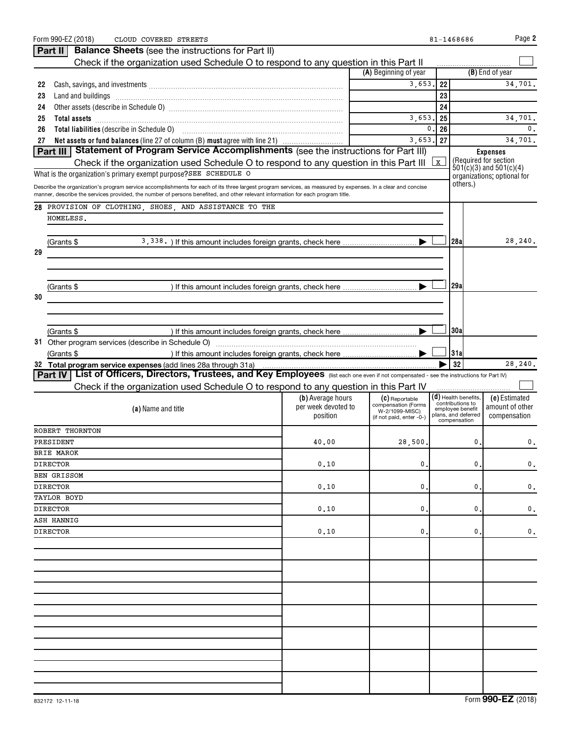Form 990-EZ (2018) CLOUD COVERED STREETS 81-1468686

## Part II Balance Sheets (see the instructions for Part II)

Check if the organization used Schedule O to respond to any question in this Part II ☐

| | | (A) Beginning of year | | (B) End of year |
|---|---|---|---|---|
| 22 | Cash, savings, and investments | 3,653. | 22 | 34,701. |
| 23 | Land and buildings | | 23 | |
| 24 | Other assets (describe in Schedule O) | | 24 | |
| 25 | **Total assets** | 3,653. | 25 | 34,701. |
| 26 | **Total liabilities** (describe in Schedule O) | 0. | 26 | 0. |
| 27 | **Net assets or fund balances** (line 27 of column (B) **must** agree with line 21) | 3,653. | 27 | 34,701. |

## Part III Statement of Program Service Accomplishments (see the instructions for Part III)

Check if the organization used Schedule O to respond to any question in this Part III [X]

**Expenses** (Required for section 501(c)(3) and 501(c)(4) organizations; optional for others.)

What is the organization's primary exempt purpose? SEE SCHEDULE O

Describe the organization's program service accomplishments for each of its three largest program services, as measured by expenses. In a clear and concise manner, describe the services provided, the number of persons benefited, and other relevant information for each program title.

| | | | |
|---|---|---|---|
| 28 | PROVISION OF CLOTHING, SHOES, AND ASSISTANCE TO THE HOMELESS. (Grants $ 3,338. ) If this amount includes foreign grants, check here ☐ | 28a | 28,240. |
| 29 | (Grants $ ) If this amount includes foreign grants, check here ☐ | 29a | |
| 30 | (Grants $ ) If this amount includes foreign grants, check here ☐ | 30a | |
| 31 | Other program services (describe in Schedule O) (Grants $ ) If this amount includes foreign grants, check here ☐ | 31a | |
| 32 | **Total program service expenses** (add lines 28a through 31a) | 32 | 28,240. |

## Part IV List of Officers, Directors, Trustees, and Key Employees (list each one even if not compensated - see the instructions for Part IV)

Check if the organization used Schedule O to respond to any question in this Part IV ☐

| (a) Name and title | (b) Average hours per week devoted to position | (c) Reportable compensation (Forms W-2/1099-MISC) (if not paid, enter -0-) | (d) Health benefits, contributions to employee benefit plans, and deferred compensation | (e) Estimated amount of other compensation |
|---|---|---|---|---|
| ROBERT THORNTON<br>PRESIDENT | 40.00 | 28,500. | 0. | 0. |
| BRIE MAROK<br>DIRECTOR | 0.10 | 0. | 0. | 0. |
| BEN GRISSOM<br>DIRECTOR | 0.10 | 0. | 0. | 0. |
| TAYLOR BOYD<br>DIRECTOR | 0.10 | 0. | 0. | 0. |
| ASH HANNIG<br>DIRECTOR | 0.10 | 0. | 0. | 0. |

832172 12-11-18 Form **990-EZ** (2018)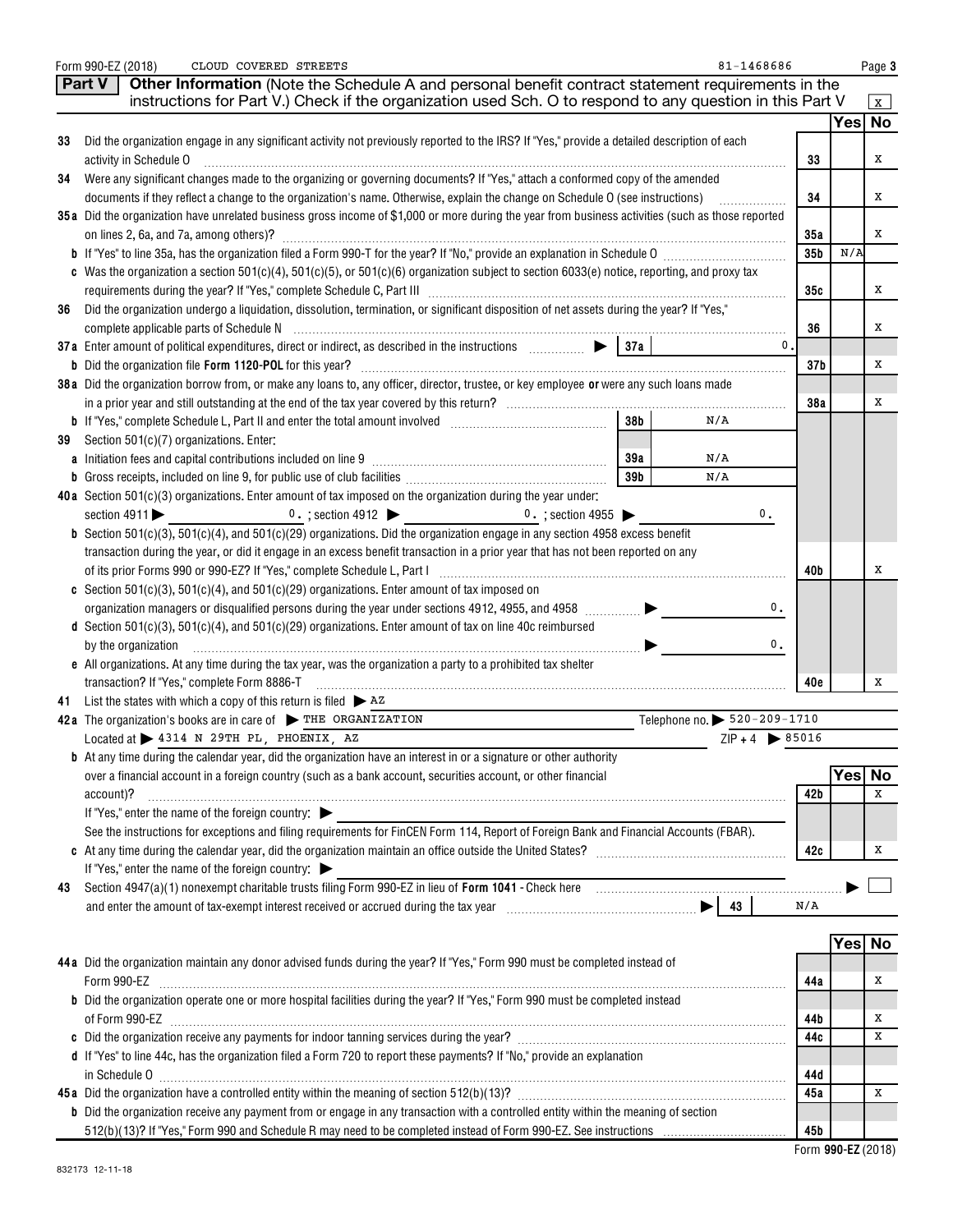Form 990-EZ (2018) CLOUD COVERED STREETS 81-1468686 Page 3

## Part V Other Information (Note the Schedule A and personal benefit contract statement requirements in the instructions for Part V.) Check if the organization used Sch. O to respond to any question in this Part V [X]

| | | | Yes | No |
|---|---|---|---|---|
| **33** | Did the organization engage in any significant activity not previously reported to the IRS? If "Yes," provide a detailed description of each activity in Schedule O | 33 | | X |
| **34** | Were any significant changes made to the organizing or governing documents? If "Yes," attach a conformed copy of the amended documents if they reflect a change to the organization's name. Otherwise, explain the change on Schedule O (see instructions) | 34 | | X |
| **35a** | Did the organization have unrelated business gross income of $1,000 or more during the year from business activities (such as those reported on lines 2, 6a, and 7a, among others)? | 35a | | X |
| **b** | If "Yes" to line 35a, has the organization filed a Form 990-T for the year? If "No," provide an explanation in Schedule O | 35b | N/A | |
| **c** | Was the organization a section 501(c)(4), 501(c)(5), or 501(c)(6) organization subject to section 6033(e) notice, reporting, and proxy tax requirements during the year? If "Yes," complete Schedule C, Part III | 35c | | X |
| **36** | Did the organization undergo a liquidation, dissolution, termination, or significant disposition of net assets during the year? If "Yes," complete applicable parts of Schedule N | 36 | | X |
| **37a** | Enter amount of political expenditures, direct or indirect, as described in the instructions ▶ 37a 0. | | | |
| **b** | Did the organization file **Form 1120-POL** for this year? | 37b | | X |
| **38a** | Did the organization borrow from, or make any loans to, any officer, director, trustee, or key employee **or** were any such loans made in a prior year and still outstanding at the end of the tax year covered by this return? | 38a | | X |
| **b** | If "Yes," complete Schedule L, Part II and enter the total amount involved 38b N/A | | | |
| **39** | Section 501(c)(7) organizations. Enter: | | | |
| **a** | Initiation fees and capital contributions included on line 9 39a N/A | | | |
| **b** | Gross receipts, included on line 9, for public use of club facilities 39b N/A | | | |
| **40a** | Section 501(c)(3) organizations. Enter amount of tax imposed on the organization during the year under: section 4911 ▶ 0. ; section 4912 ▶ 0. ; section 4955 ▶ 0. | | | |
| **b** | Section 501(c)(3), 501(c)(4), and 501(c)(29) organizations. Did the organization engage in any section 4958 excess benefit transaction during the year, or did it engage in an excess benefit transaction in a prior year that has not been reported on any of its prior Forms 990 or 990-EZ? If "Yes," complete Schedule L, Part I | 40b | | X |
| **c** | Section 501(c)(3), 501(c)(4), and 501(c)(29) organizations. Enter amount of tax imposed on organization managers or disqualified persons during the year under sections 4912, 4955, and 4958 ▶ 0. | | | |
| **d** | Section 501(c)(3), 501(c)(4), and 501(c)(29) organizations. Enter amount of tax on line 40c reimbursed by the organization ▶ 0. | | | |
| **e** | All organizations. At any time during the tax year, was the organization a party to a prohibited tax shelter transaction? If "Yes," complete Form 8886-T | 40e | | X |

**41** List the states with which a copy of this return is filed ▶ AZ

**42a** The organization's books are in care of ▶ THE ORGANIZATION Telephone no. ▶ 520-209-1710

Located at ▶ 4314 N 29TH PL, PHOENIX, AZ ZIP + 4 ▶ 85016

| | | | Yes | No |
|---|---|---|---|---|
| **b** | At any time during the calendar year, did the organization have an interest in or a signature or other authority over a financial account in a foreign country (such as a bank account, securities account, or other financial account)? If "Yes," enter the name of the foreign country: ▶ See the instructions for exceptions and filing requirements for FinCEN Form 114, Report of Foreign Bank and Financial Accounts (FBAR). | 42b | | X |
| **c** | At any time during the calendar year, did the organization maintain an office outside the United States? If "Yes," enter the name of the foreign country: ▶ | 42c | | X |

**43** Section 4947(a)(1) nonexempt charitable trusts filing Form 990-EZ in lieu of **Form 1041** - Check here ▶ [ ] and enter the amount of tax-exempt interest received or accrued during the tax year ▶ 43 N/A

| | | | Yes | No |
|---|---|---|---|---|
| **44a** | Did the organization maintain any donor advised funds during the year? If "Yes," Form 990 must be completed instead of Form 990-EZ | 44a | | X |
| **b** | Did the organization operate one or more hospital facilities during the year? If "Yes," Form 990 must be completed instead of Form 990-EZ | 44b | | X |
| **c** | Did the organization receive any payments for indoor tanning services during the year? | 44c | | X |
| **d** | If "Yes" to line 44c, has the organization filed a Form 720 to report these payments? If "No," provide an explanation in Schedule O | 44d | | |
| **45a** | Did the organization have a controlled entity within the meaning of section 512(b)(13)? | 45a | | X |
| **b** | Did the organization receive any payment from or engage in any transaction with a controlled entity within the meaning of section 512(b)(13)? If "Yes," Form 990 and Schedule R may need to be completed instead of Form 990-EZ. See instructions | 45b | | |

Form **990-EZ** (2018)

832173 12-11-18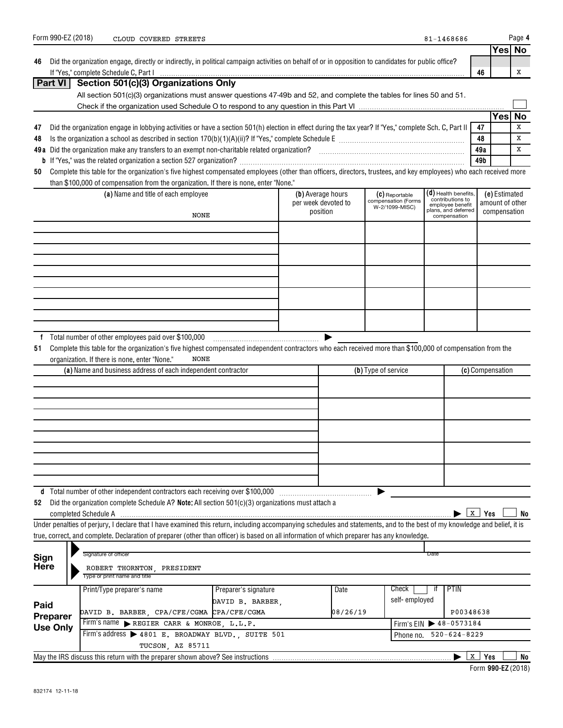Form 990-EZ (2018) CLOUD COVERED STREETS 81-1468686 Page 4

| | | | Yes | No |
|---|---|---|---|---|
| 46 | Did the organization engage, directly or indirectly, in political campaign activities on behalf of or in opposition to candidates for public office? If "Yes," complete Schedule C, Part I | 46 | | X |

## Part VI Section 501(c)(3) Organizations Only

All section 501(c)(3) organizations must answer questions 47-49b and 52, and complete the tables for lines 50 and 51.

Check if the organization used Schedule O to respond to any question in this Part VI ☐

| | | | Yes | No |
|---|---|---|---|---|
| 47 | Did the organization engage in lobbying activities or have a section 501(h) election in effect during the tax year? If "Yes," complete Sch. C, Part II | 47 | | X |
| 48 | Is the organization a school as described in section 170(b)(1)(A)(ii)? If "Yes," complete Schedule E | 48 | | X |
| 49a | Did the organization make any transfers to an exempt non-charitable related organization? | 49a | | X |
| b | If "Yes," was the related organization a section 527 organization? | 49b | | |

**50** Complete this table for the organization's five highest compensated employees (other than officers, directors, trustees, and key employees) who each received more than $100,000 of compensation from the organization. If there is none, enter "None."

| (a) Name and title of each employee | (b) Average hours per week devoted to position | (c) Reportable compensation (Forms W-2/1099-MISC) | (d) Health benefits, contributions to employee benefit plans, and deferred compensation | (e) Estimated amount of other compensation |
|---|---|---|---|---|
| NONE | | | | |
| | | | | |
| | | | | |
| | | | | |
| | | | | |

**f** Total number of other employees paid over $100,000 ▶

**51** Complete this table for the organization's five highest compensated independent contractors who each received more than $100,000 of compensation from the organization. If there is none, enter "None." NONE

| (a) Name and business address of each independent contractor | (b) Type of service | (c) Compensation |
|---|---|---|
| | | |
| | | |
| | | |
| | | |
| | | |

**d** Total number of other independent contractors each receiving over $100,000 ▶

**52** Did the organization complete Schedule A? **Note:** All section 501(c)(3) organizations must attach a completed Schedule A ▶ [X] Yes [ ] No

Under penalties of perjury, I declare that I have examined this return, including accompanying schedules and statements, and to the best of my knowledge and belief, it is true, correct, and complete. Declaration of preparer (other than officer) is based on all information of which preparer has any knowledge.

**Sign Here**

Signature of officer ▶ Date

ROBERT THORNTON, PRESIDENT
Type or print name and title

**Paid Preparer Use Only**

| Print/Type preparer's name | Preparer's signature | Date | Check ☐ if self-employed | PTIN |
|---|---|---|---|---|
| DAVID B. BARBER, CPA/CFE/CGMA | DAVID B. BARBER, CPA/CFE/CGMA | 08/26/19 | | P00348638 |
| Firm's name ▶ REGIER CARR & MONROE, L.L.P. | | | Firm's EIN ▶ 48-0573184 | |
| Firm's address ▶ 4801 E. BROADWAY BLVD., SUITE 501 TUCSON, AZ 85711 | | | Phone no. 520-624-8229 | |

May the IRS discuss this return with the preparer shown above? See instructions ▶ [X] Yes [ ] No

Form **990-EZ** (2018)

832174 12-11-18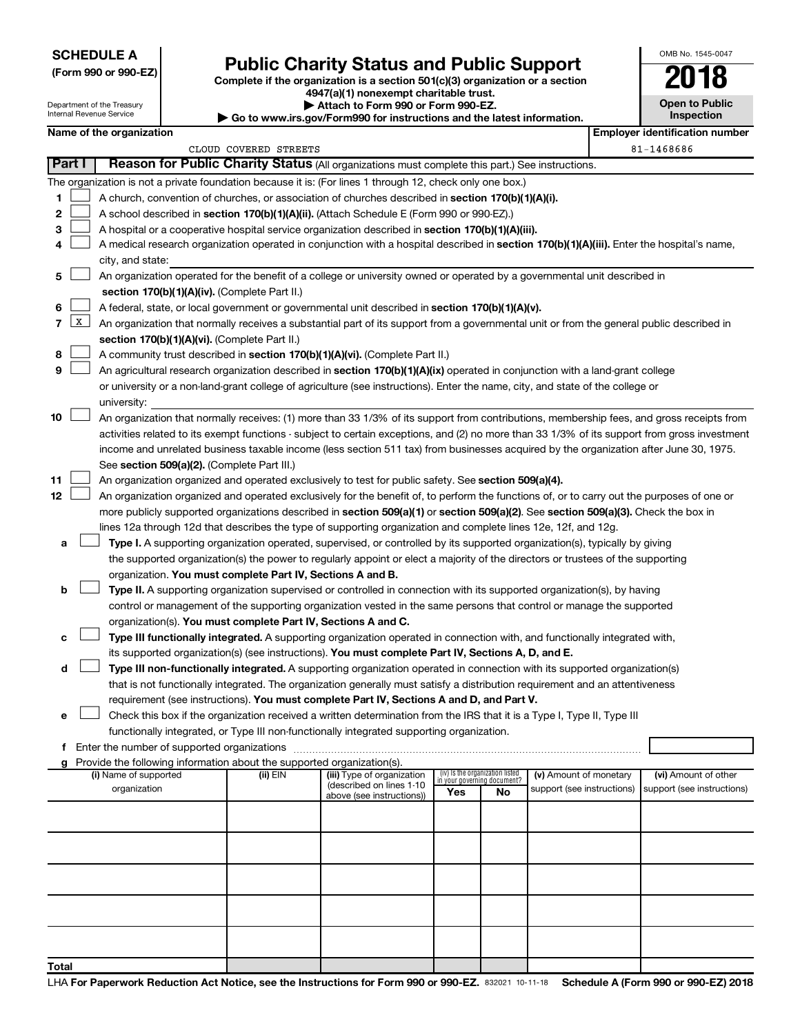**SCHEDULE A**
**(Form 990 or 990-EZ)**

Department of the Treasury
Internal Revenue Service

# Public Charity Status and Public Support

**Complete if the organization is a section 501(c)(3) organization or a section 4947(a)(1) nonexempt charitable trust.**
**▶ Attach to Form 990 or Form 990-EZ.**
**▶ Go to www.irs.gov/Form990 for instructions and the latest information.**

OMB No. 1545-0047
**2018**
**Open to Public Inspection**

**Name of the organization:** CLOUD COVERED STREETS
**Employer identification number:** 81-1468686

## Part I — Reason for Public Charity Status (All organizations must complete this part.) See instructions.

The organization is not a private foundation because it is: (For lines 1 through 12, check only one box.)

1. [ ] A church, convention of churches, or association of churches described in **section 170(b)(1)(A)(i).**
2. [ ] A school described in **section 170(b)(1)(A)(ii).** (Attach Schedule E (Form 990 or 990-EZ).)
3. [ ] A hospital or a cooperative hospital service organization described in **section 170(b)(1)(A)(iii).**
4. [ ] A medical research organization operated in conjunction with a hospital described in **section 170(b)(1)(A)(iii).** Enter the hospital's name, city, and state: ______
5. [ ] An organization operated for the benefit of a college or university owned or operated by a governmental unit described in **section 170(b)(1)(A)(iv).** (Complete Part II.)
6. [ ] A federal, state, or local government or governmental unit described in **section 170(b)(1)(A)(v).**
7. [X] An organization that normally receives a substantial part of its support from a governmental unit or from the general public described in **section 170(b)(1)(A)(vi).** (Complete Part II.)
8. [ ] A community trust described in **section 170(b)(1)(A)(vi).** (Complete Part II.)
9. [ ] An agricultural research organization described in **section 170(b)(1)(A)(ix)** operated in conjunction with a land-grant college or university or a non-land-grant college of agriculture (see instructions). Enter the name, city, and state of the college or university: ______
10. [ ] An organization that normally receives: (1) more than 33 1/3% of its support from contributions, membership fees, and gross receipts from activities related to its exempt functions - subject to certain exceptions, and (2) no more than 33 1/3% of its support from gross investment income and unrelated business taxable income (less section 511 tax) from businesses acquired by the organization after June 30, 1975. See **section 509(a)(2).** (Complete Part III.)
11. [ ] An organization organized and operated exclusively to test for public safety. See **section 509(a)(4).**
12. [ ] An organization organized and operated exclusively for the benefit of, to perform the functions of, or to carry out the purposes of one or more publicly supported organizations described in **section 509(a)(1)** or **section 509(a)(2).** See **section 509(a)(3).** Check the box in lines 12a through 12d that describes the type of supporting organization and complete lines 12e, 12f, and 12g.
   - **a** [ ] **Type I.** A supporting organization operated, supervised, or controlled by its supported organization(s), typically by giving the supported organization(s) the power to regularly appoint or elect a majority of the directors or trustees of the supporting organization. **You must complete Part IV, Sections A and B.**
   - **b** [ ] **Type II.** A supporting organization supervised or controlled in connection with its supported organization(s), by having control or management of the supporting organization vested in the same persons that control or manage the supported organization(s). **You must complete Part IV, Sections A and C.**
   - **c** [ ] **Type III functionally integrated.** A supporting organization operated in connection with, and functionally integrated with, its supported organization(s) (see instructions). **You must complete Part IV, Sections A, D, and E.**
   - **d** [ ] **Type III non-functionally integrated.** A supporting organization operated in connection with its supported organization(s) that is not functionally integrated. The organization generally must satisfy a distribution requirement and an attentiveness requirement (see instructions). **You must complete Part IV, Sections A and D, and Part V.**
   - **e** [ ] Check this box if the organization received a written determination from the IRS that it is a Type I, Type II, Type III functionally integrated, or Type III non-functionally integrated supporting organization.
   - **f** Enter the number of supported organizations ______
   - **g** Provide the following information about the supported organization(s).

| (i) Name of supported organization | (ii) EIN | (iii) Type of organization (described on lines 1-10 above (see instructions)) | (iv) Is the organization listed in your governing document? Yes | No | (v) Amount of monetary support (see instructions) | (vi) Amount of other support (see instructions) |
|---|---|---|---|---|---|---|
| | | | | | | |
| | | | | | | |
| | | | | | | |
| | | | | | | |
| | | | | | | |
| **Total** | | | | | | |

LHA **For Paperwork Reduction Act Notice, see the Instructions for Form 990 or 990-EZ.** 832021 10-11-18 **Schedule A (Form 990 or 990-EZ) 2018**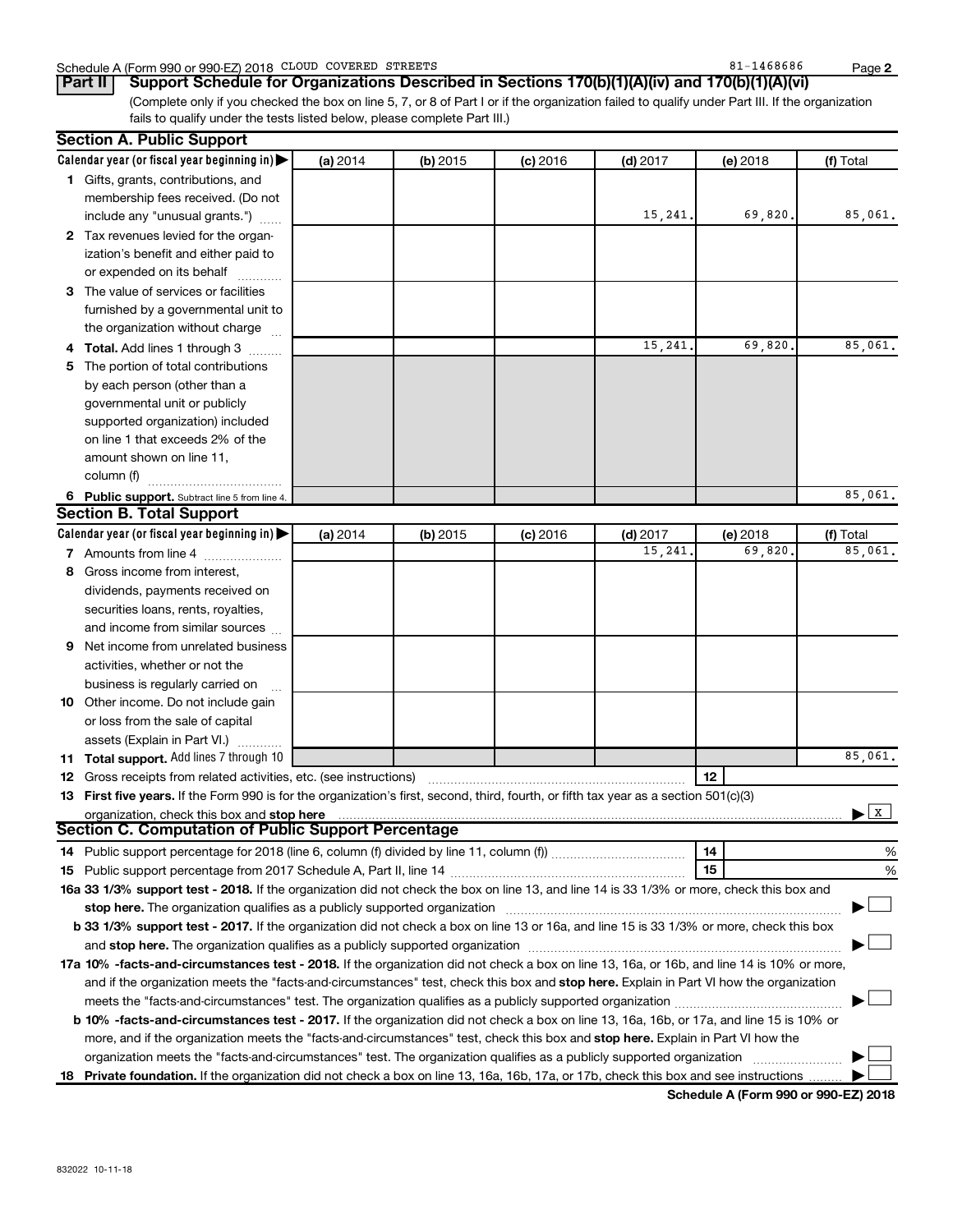Schedule A (Form 990 or 990-EZ) 2018 CLOUD COVERED STREETS 81-1468686

**Part II** **Support Schedule for Organizations Described in Sections 170(b)(1)(A)(iv) and 170(b)(1)(A)(vi)**

(Complete only if you checked the box on line 5, 7, or 8 of Part I or if the organization failed to qualify under Part III. If the organization fails to qualify under the tests listed below, please complete Part III.)

## Section A. Public Support

| Calendar year (or fiscal year beginning in) ▶ | (a) 2014 | (b) 2015 | (c) 2016 | (d) 2017 | (e) 2018 | (f) Total |
|---|---|---|---|---|---|---|
| **1** Gifts, grants, contributions, and membership fees received. (Do not include any "unusual grants.") | | | | 15,241. | 69,820. | 85,061. |
| **2** Tax revenues levied for the organization's benefit and either paid to or expended on its behalf | | | | | | |
| **3** The value of services or facilities furnished by a governmental unit to the organization without charge | | | | | | |
| **4 Total.** Add lines 1 through 3 | | | | 15,241. | 69,820. | 85,061. |
| **5** The portion of total contributions by each person (other than a governmental unit or publicly supported organization) included on line 1 that exceeds 2% of the amount shown on line 11, column (f) | | | | | | |
| **6 Public support.** Subtract line 5 from line 4. | | | | | | 85,061. |

## Section B. Total Support

| Calendar year (or fiscal year beginning in) ▶ | (a) 2014 | (b) 2015 | (c) 2016 | (d) 2017 | (e) 2018 | (f) Total |
|---|---|---|---|---|---|---|
| **7** Amounts from line 4 | | | | 15,241. | 69,820. | 85,061. |
| **8** Gross income from interest, dividends, payments received on securities loans, rents, royalties, and income from similar sources | | | | | | |
| **9** Net income from unrelated business activities, whether or not the business is regularly carried on | | | | | | |
| **10** Other income. Do not include gain or loss from the sale of capital assets (Explain in Part VI.) | | | | | | |
| **11 Total support.** Add lines 7 through 10 | | | | | | 85,061. |

**12** Gross receipts from related activities, etc. (see instructions) | **12** |

**13 First five years.** If the Form 990 is for the organization's first, second, third, fourth, or fifth tax year as a section 501(c)(3) organization, check this box and **stop here** ▶ [X]

## Section C. Computation of Public Support Percentage

**14** Public support percentage for 2018 (line 6, column (f) divided by line 11, column (f)) | **14** | %

**15** Public support percentage from 2017 Schedule A, Part II, line 14 | **15** | %

**16a 33 1/3% support test - 2018.** If the organization did not check the box on line 13, and line 14 is 33 1/3% or more, check this box and **stop here.** The organization qualifies as a publicly supported organization ▶ [ ]

**b 33 1/3% support test - 2017.** If the organization did not check a box on line 13 or 16a, and line 15 is 33 1/3% or more, check this box and **stop here.** The organization qualifies as a publicly supported organization ▶ [ ]

**17a 10% -facts-and-circumstances test - 2018.** If the organization did not check a box on line 13, 16a, or 16b, and line 14 is 10% or more, and if the organization meets the "facts-and-circumstances" test, check this box and **stop here.** Explain in Part VI how the organization meets the "facts-and-circumstances" test. The organization qualifies as a publicly supported organization ▶ [ ]

**b 10% -facts-and-circumstances test - 2017.** If the organization did not check a box on line 13, 16a, 16b, or 17a, and line 15 is 10% or more, and if the organization meets the "facts-and-circumstances" test, check this box and **stop here.** Explain in Part VI how the organization meets the "facts-and-circumstances" test. The organization qualifies as a publicly supported organization ▶ [ ]

**18 Private foundation.** If the organization did not check a box on line 13, 16a, 16b, 17a, or 17b, check this box and see instructions ▶ [ ]

**Schedule A (Form 990 or 990-EZ) 2018**

832022 10-11-18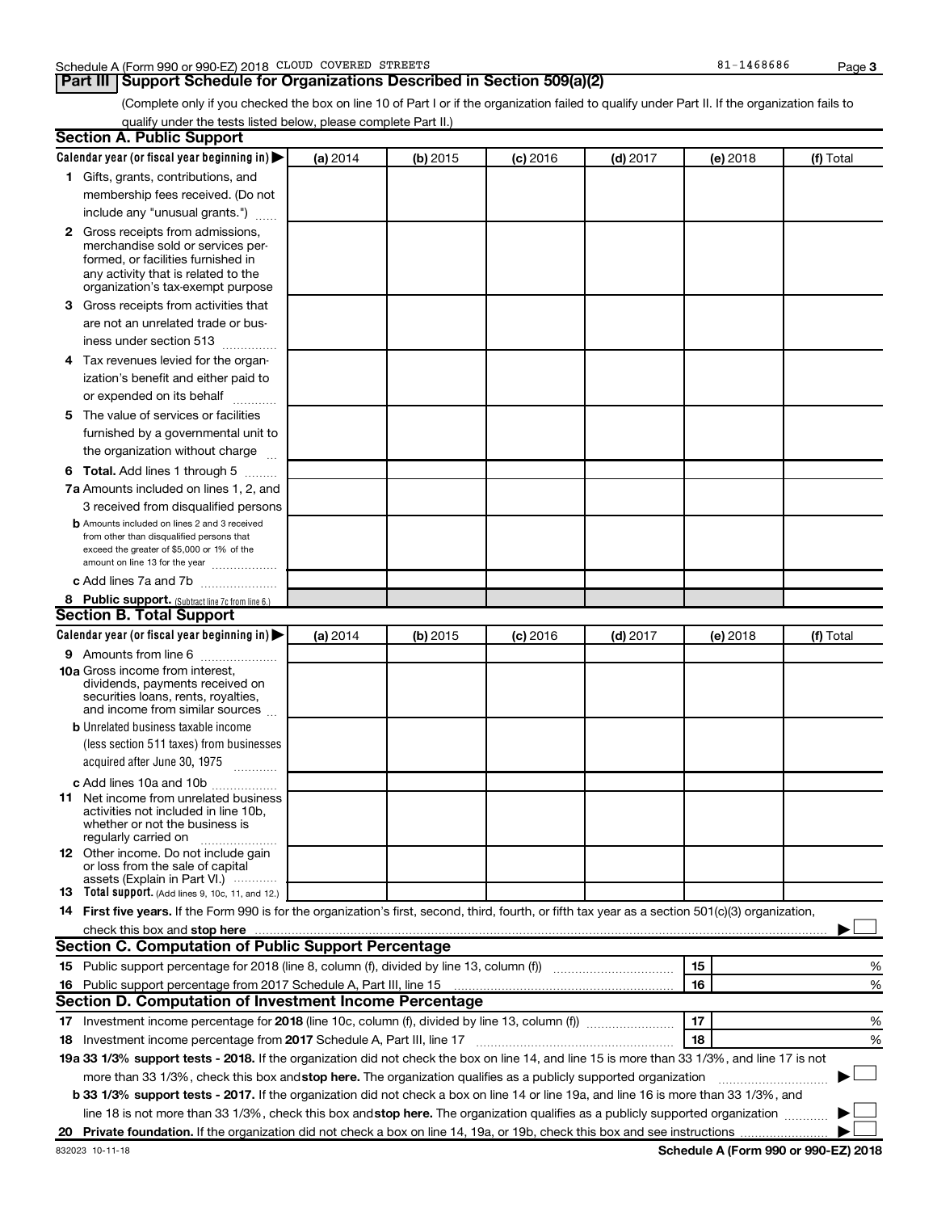Schedule A (Form 990 or 990-EZ) 2018 CLOUD COVERED STREETS 81-1468686

## Part III Support Schedule for Organizations Described in Section 509(a)(2)

(Complete only if you checked the box on line 10 of Part I or if the organization failed to qualify under Part II. If the organization fails to qualify under the tests listed below, please complete Part II.)

### Section A. Public Support

| Calendar year (or fiscal year beginning in) ▶ | (a) 2014 | (b) 2015 | (c) 2016 | (d) 2017 | (e) 2018 | (f) Total |
|---|---|---|---|---|---|---|
| **1** Gifts, grants, contributions, and membership fees received. (Do not include any "unusual grants.") | | | | | | |
| **2** Gross receipts from admissions, merchandise sold or services performed, or facilities furnished in any activity that is related to the organization's tax-exempt purpose | | | | | | |
| **3** Gross receipts from activities that are not an unrelated trade or business under section 513 | | | | | | |
| **4** Tax revenues levied for the organization's benefit and either paid to or expended on its behalf | | | | | | |
| **5** The value of services or facilities furnished by a governmental unit to the organization without charge | | | | | | |
| **6 Total.** Add lines 1 through 5 | | | | | | |
| **7a** Amounts included on lines 1, 2, and 3 received from disqualified persons | | | | | | |
| **b** Amounts included on lines 2 and 3 received from other than disqualified persons that exceed the greater of $5,000 or 1% of the amount on line 13 for the year | | | | | | |
| **c** Add lines 7a and 7b | | | | | | |
| **8 Public support.** (Subtract line 7c from line 6.) | | | | | | |

### Section B. Total Support

| Calendar year (or fiscal year beginning in) ▶ | (a) 2014 | (b) 2015 | (c) 2016 | (d) 2017 | (e) 2018 | (f) Total |
|---|---|---|---|---|---|---|
| **9** Amounts from line 6 | | | | | | |
| **10a** Gross income from interest, dividends, payments received on securities loans, rents, royalties, and income from similar sources | | | | | | |
| **b** Unrelated business taxable income (less section 511 taxes) from businesses acquired after June 30, 1975 | | | | | | |
| **c** Add lines 10a and 10b | | | | | | |
| **11** Net income from unrelated business activities not included in line 10b, whether or not the business is regularly carried on | | | | | | |
| **12** Other income. Do not include gain or loss from the sale of capital assets (Explain in Part VI.) | | | | | | |
| **13 Total support.** (Add lines 9, 10c, 11, and 12.) | | | | | | |

**14 First five years.** If the Form 990 is for the organization's first, second, third, fourth, or fifth tax year as a section 501(c)(3) organization, check this box and **stop here** ▶ ☐

### Section C. Computation of Public Support Percentage

| | | |
|---|---|---|
| **15** Public support percentage for 2018 (line 8, column (f), divided by line 13, column (f)) | **15** | % |
| **16** Public support percentage from 2017 Schedule A, Part III, line 15 | **16** | % |

### Section D. Computation of Investment Income Percentage

| | | |
|---|---|---|
| **17** Investment income percentage for **2018** (line 10c, column (f), divided by line 13, column (f)) | **17** | % |
| **18** Investment income percentage from **2017** Schedule A, Part III, line 17 | **18** | % |

**19a 33 1/3% support tests - 2018.** If the organization did not check the box on line 14, and line 15 is more than 33 1/3%, and line 17 is not more than 33 1/3%, check this box and **stop here.** The organization qualifies as a publicly supported organization ▶ ☐

**b 33 1/3% support tests - 2017.** If the organization did not check a box on line 14 or line 19a, and line 16 is more than 33 1/3%, and line 18 is not more than 33 1/3%, check this box and **stop here.** The organization qualifies as a publicly supported organization ▶ ☐

**20 Private foundation.** If the organization did not check a box on line 14, 19a, or 19b, check this box and see instructions ▶ ☐

832023 10-11-18 **Schedule A (Form 990 or 990-EZ) 2018**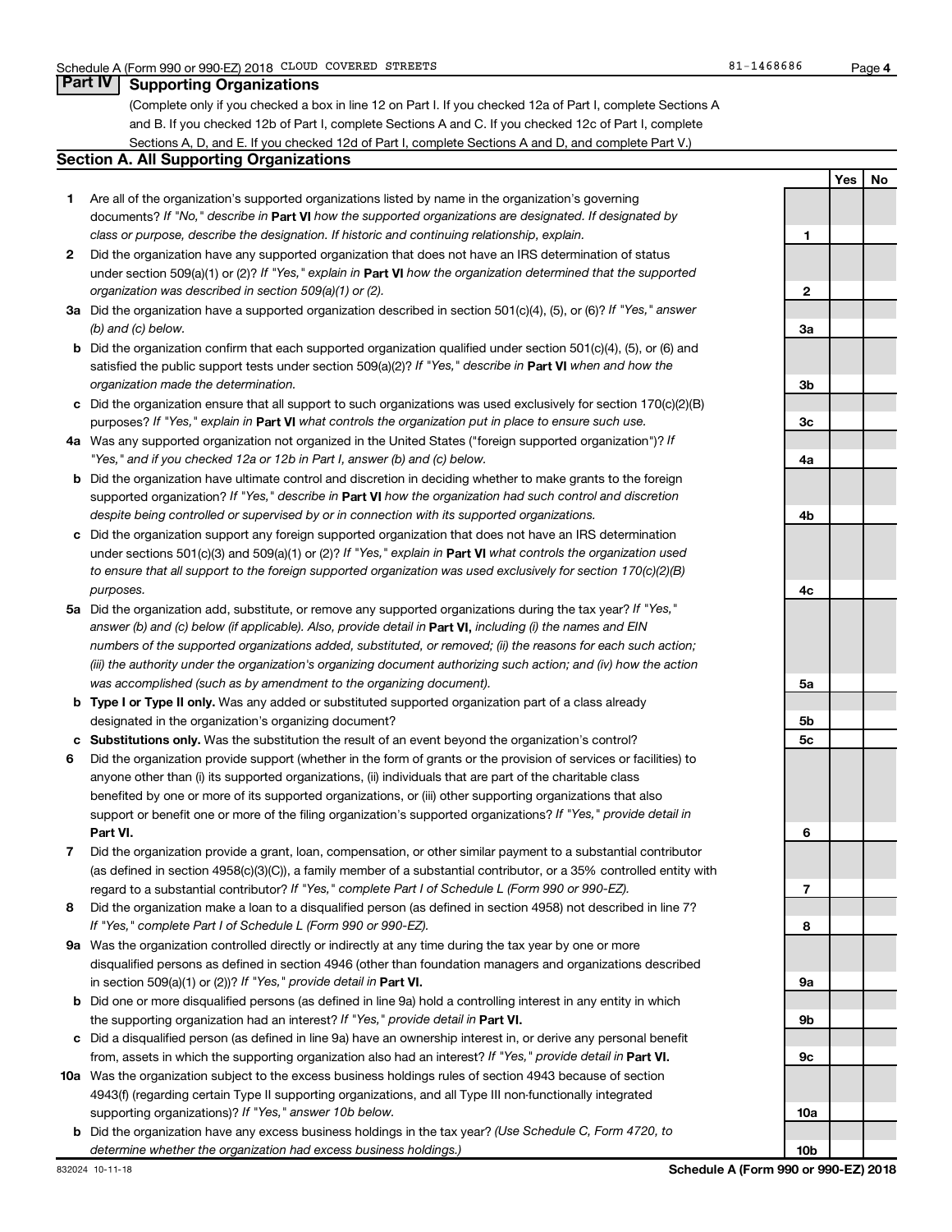Schedule A (Form 990 or 990-EZ) 2018 CLOUD COVERED STREETS 81-1468686

## Part IV Supporting Organizations

(Complete only if you checked a box in line 12 on Part I. If you checked 12a of Part I, complete Sections A and B. If you checked 12b of Part I, complete Sections A and C. If you checked 12c of Part I, complete Sections A, D, and E. If you checked 12d of Part I, complete Sections A and D, and complete Part V.)

### Section A. All Supporting Organizations

| | | Line | Yes | No |
|---|---|---|---|---|
| **1** | Are all of the organization's supported organizations listed by name in the organization's governing documents? *If "No," describe in* **Part VI** *how the supported organizations are designated. If designated by class or purpose, describe the designation. If historic and continuing relationship, explain.* | 1 | | |
| **2** | Did the organization have any supported organization that does not have an IRS determination of status under section 509(a)(1) or (2)? *If "Yes," explain in* **Part VI** *how the organization determined that the supported organization was described in section 509(a)(1) or (2).* | 2 | | |
| **3a** | Did the organization have a supported organization described in section 501(c)(4), (5), or (6)? *If "Yes," answer (b) and (c) below.* | 3a | | |
| **b** | Did the organization confirm that each supported organization qualified under section 501(c)(4), (5), or (6) and satisfied the public support tests under section 509(a)(2)? *If "Yes," describe in* **Part VI** *when and how the organization made the determination.* | 3b | | |
| **c** | Did the organization ensure that all support to such organizations was used exclusively for section 170(c)(2)(B) purposes? *If "Yes," explain in* **Part VI** *what controls the organization put in place to ensure such use.* | 3c | | |
| **4a** | Was any supported organization not organized in the United States ("foreign supported organization")? *If "Yes," and if you checked 12a or 12b in Part I, answer (b) and (c) below.* | 4a | | |
| **b** | Did the organization have ultimate control and discretion in deciding whether to make grants to the foreign supported organization? *If "Yes," describe in* **Part VI** *how the organization had such control and discretion despite being controlled or supervised by or in connection with its supported organizations.* | 4b | | |
| **c** | Did the organization support any foreign supported organization that does not have an IRS determination under sections 501(c)(3) and 509(a)(1) or (2)? *If "Yes," explain in* **Part VI** *what controls the organization used to ensure that all support to the foreign supported organization was used exclusively for section 170(c)(2)(B) purposes.* | 4c | | |
| **5a** | Did the organization add, substitute, or remove any supported organizations during the tax year? *If "Yes," answer (b) and (c) below (if applicable). Also, provide detail in* **Part VI,** *including (i) the names and EIN numbers of the supported organizations added, substituted, or removed; (ii) the reasons for each such action; (iii) the authority under the organization's organizing document authorizing such action; and (iv) how the action was accomplished (such as by amendment to the organizing document).* | 5a | | |
| **b** | **Type I or Type II only.** Was any added or substituted supported organization part of a class already designated in the organization's organizing document? | 5b | | |
| **c** | **Substitutions only.** Was the substitution the result of an event beyond the organization's control? | 5c | | |
| **6** | Did the organization provide support (whether in the form of grants or the provision of services or facilities) to anyone other than (i) its supported organizations, (ii) individuals that are part of the charitable class benefited by one or more of its supported organizations, or (iii) other supporting organizations that also support or benefit one or more of the filing organization's supported organizations? *If "Yes," provide detail in* **Part VI.** | 6 | | |
| **7** | Did the organization provide a grant, loan, compensation, or other similar payment to a substantial contributor (as defined in section 4958(c)(3)(C)), a family member of a substantial contributor, or a 35% controlled entity with regard to a substantial contributor? *If "Yes," complete Part I of Schedule L (Form 990 or 990-EZ).* | 7 | | |
| **8** | Did the organization make a loan to a disqualified person (as defined in section 4958) not described in line 7? *If "Yes," complete Part I of Schedule L (Form 990 or 990-EZ).* | 8 | | |
| **9a** | Was the organization controlled directly or indirectly at any time during the tax year by one or more disqualified persons as defined in section 4946 (other than foundation managers and organizations described in section 509(a)(1) or (2))? *If "Yes," provide detail in* **Part VI.** | 9a | | |
| **b** | Did one or more disqualified persons (as defined in line 9a) hold a controlling interest in any entity in which the supporting organization had an interest? *If "Yes," provide detail in* **Part VI.** | 9b | | |
| **c** | Did a disqualified person (as defined in line 9a) have an ownership interest in, or derive any personal benefit from, assets in which the supporting organization also had an interest? *If "Yes," provide detail in* **Part VI.** | 9c | | |
| **10a** | Was the organization subject to the excess business holdings rules of section 4943 because of section 4943(f) (regarding certain Type II supporting organizations, and all Type III non-functionally integrated supporting organizations)? *If "Yes," answer 10b below.* | 10a | | |
| **b** | Did the organization have any excess business holdings in the tax year? *(Use Schedule C, Form 4720, to determine whether the organization had excess business holdings.)* | 10b | | |

832024 10-11-18 **Schedule A (Form 990 or 990-EZ) 2018**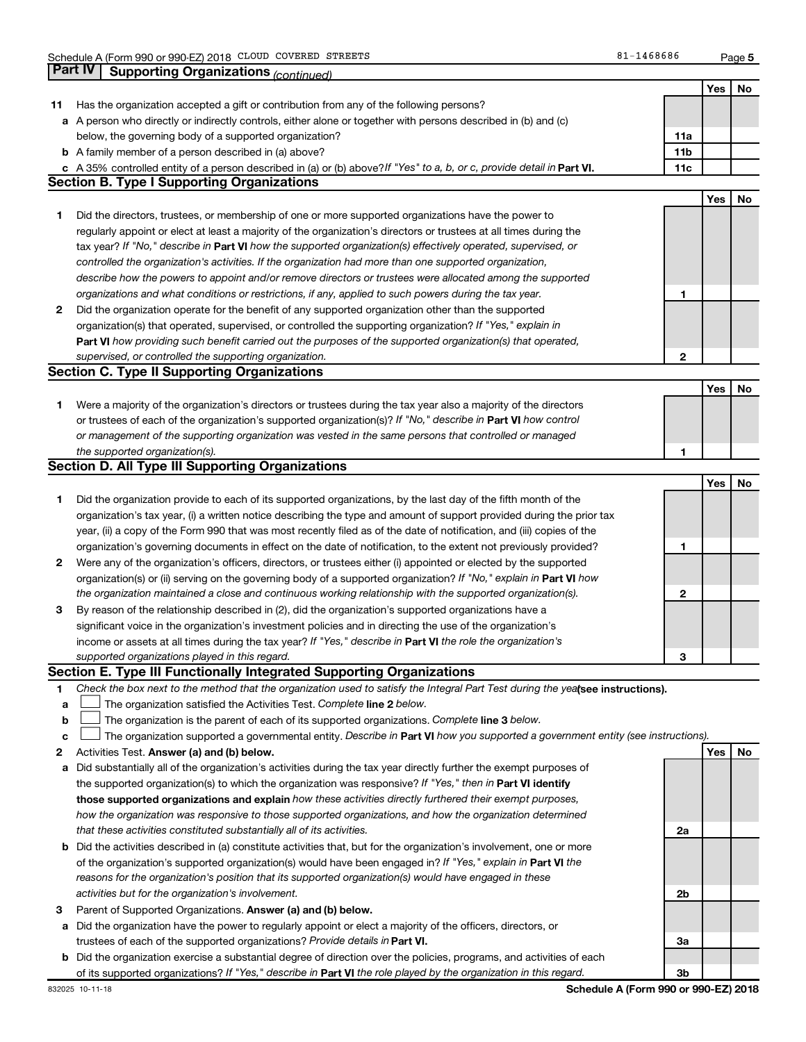## Part IV Supporting Organizations *(continued)*

| | | | Yes | No |
|---|---|---|---|---|
| **11** | Has the organization accepted a gift or contribution from any of the following persons? | | | |
| **a** | A person who directly or indirectly controls, either alone or together with persons described in (b) and (c) below, the governing body of a supported organization? | **11a** | | |
| **b** | A family member of a person described in (a) above? | **11b** | | |
| **c** | A 35% controlled entity of a person described in (a) or (b) above? *If "Yes" to a, b, or c, provide detail in* **Part VI.** | **11c** | | |

### Section B. Type I Supporting Organizations

| | | | Yes | No |
|---|---|---|---|---|
| **1** | Did the directors, trustees, or membership of one or more supported organizations have the power to regularly appoint or elect at least a majority of the organization's directors or trustees at all times during the tax year? *If "No," describe in* **Part VI** *how the supported organization(s) effectively operated, supervised, or controlled the organization's activities. If the organization had more than one supported organization, describe how the powers to appoint and/or remove directors or trustees were allocated among the supported organizations and what conditions or restrictions, if any, applied to such powers during the tax year.* | **1** | | |
| **2** | Did the organization operate for the benefit of any supported organization other than the supported organization(s) that operated, supervised, or controlled the supporting organization? *If "Yes," explain in* **Part VI** *how providing such benefit carried out the purposes of the supported organization(s) that operated, supervised, or controlled the supporting organization.* | **2** | | |

### Section C. Type II Supporting Organizations

| | | | Yes | No |
|---|---|---|---|---|
| **1** | Were a majority of the organization's directors or trustees during the tax year also a majority of the directors or trustees of each of the organization's supported organization(s)? *If "No," describe in* **Part VI** *how control or management of the supporting organization was vested in the same persons that controlled or managed the supported organization(s).* | **1** | | |

### Section D. All Type III Supporting Organizations

| | | | Yes | No |
|---|---|---|---|---|
| **1** | Did the organization provide to each of its supported organizations, by the last day of the fifth month of the organization's tax year, (i) a written notice describing the type and amount of support provided during the prior tax year, (ii) a copy of the Form 990 that was most recently filed as of the date of notification, and (iii) copies of the organization's governing documents in effect on the date of notification, to the extent not previously provided? | **1** | | |
| **2** | Were any of the organization's officers, directors, or trustees either (i) appointed or elected by the supported organization(s) or (ii) serving on the governing body of a supported organization? *If "No," explain in* **Part VI** *how the organization maintained a close and continuous working relationship with the supported organization(s).* | **2** | | |
| **3** | By reason of the relationship described in (2), did the organization's supported organizations have a significant voice in the organization's investment policies and in directing the use of the organization's income or assets at all times during the tax year? *If "Yes," describe in* **Part VI** *the role the organization's supported organizations played in this regard.* | **3** | | |

### Section E. Type III Functionally Integrated Supporting Organizations

**1** *Check the box next to the method that the organization used to satisfy the Integral Part Test during the year* **(see instructions).**

- **a** ☐ The organization satisfied the Activities Test. *Complete* **line 2** *below.*
- **b** ☐ The organization is the parent of each of its supported organizations. *Complete* **line 3** *below.*
- **c** ☐ The organization supported a governmental entity. *Describe in* **Part VI** *how you supported a government entity (see instructions).*

| | | | Yes | No |
|---|---|---|---|---|
| **2** | Activities Test. **Answer (a) and (b) below.** | | | |
| **a** | Did substantially all of the organization's activities during the tax year directly further the exempt purposes of the supported organization(s) to which the organization was responsive? *If "Yes," then in* **Part VI identify those supported organizations and explain** *how these activities directly furthered their exempt purposes, how the organization was responsive to those supported organizations, and how the organization determined that these activities constituted substantially all of its activities.* | **2a** | | |
| **b** | Did the activities described in (a) constitute activities that, but for the organization's involvement, one or more of the organization's supported organization(s) would have been engaged in? *If "Yes," explain in* **Part VI** *the reasons for the organization's position that its supported organization(s) would have engaged in these activities but for the organization's involvement.* | **2b** | | |
| **3** | Parent of Supported Organizations. **Answer (a) and (b) below.** | | | |
| **a** | Did the organization have the power to regularly appoint or elect a majority of the officers, directors, or trustees of each of the supported organizations? *Provide details in* **Part VI.** | **3a** | | |
| **b** | Did the organization exercise a substantial degree of direction over the policies, programs, and activities of each of its supported organizations? *If "Yes," describe in* **Part VI** *the role played by the organization in this regard.* | **3b** | | |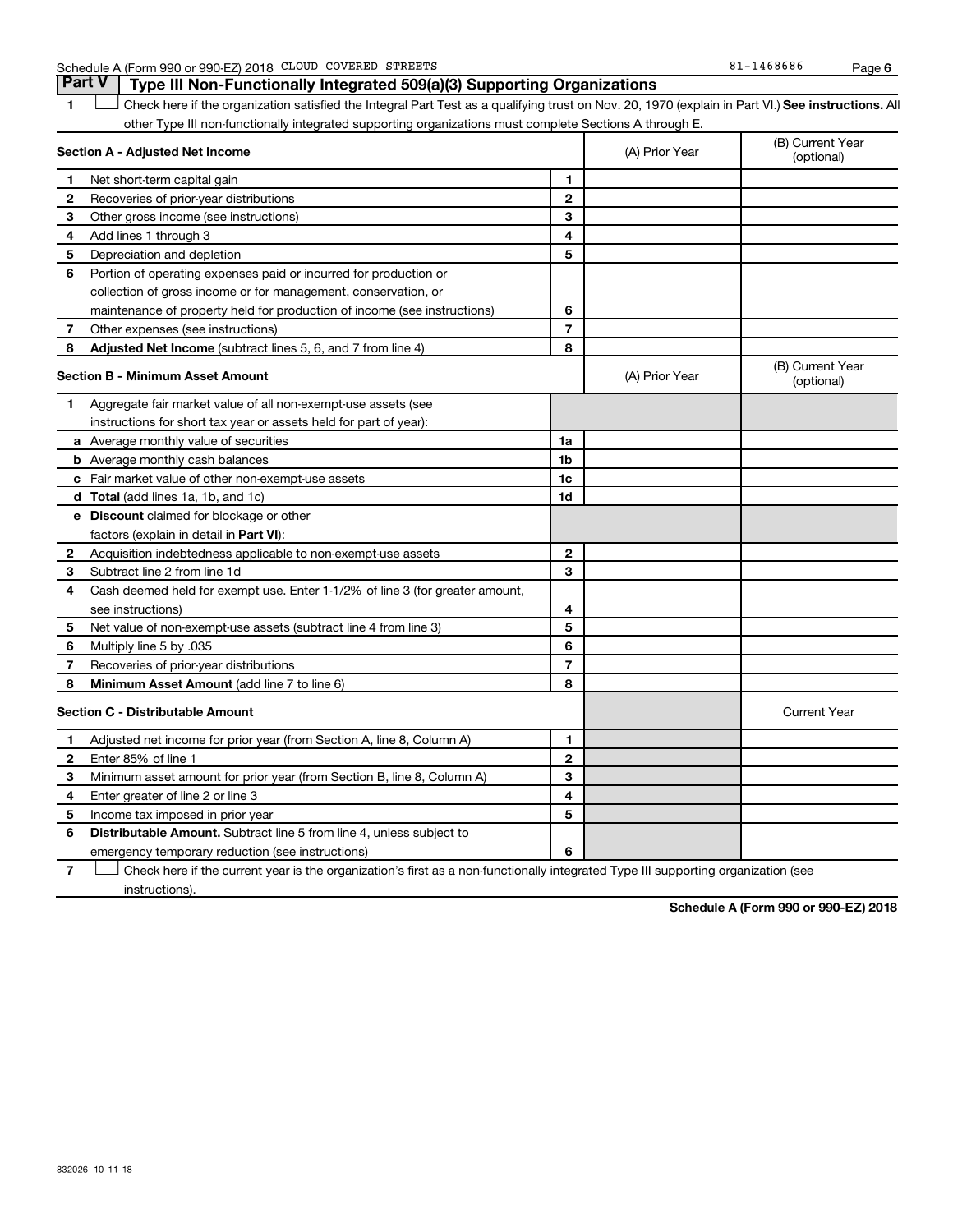Schedule A (Form 990 or 990-EZ) 2018 CLOUD COVERED STREETS 81-1468686 Page **6**

## Part V Type III Non-Functionally Integrated 509(a)(3) Supporting Organizations

1 ☐ Check here if the organization satisfied the Integral Part Test as a qualifying trust on Nov. 20, 1970 (explain in Part VI.) **See instructions.** All other Type III non-functionally integrated supporting organizations must complete Sections A through E.

| **Section A - Adjusted Net Income** | | | (A) Prior Year | (B) Current Year (optional) |
|---|---|---|---|---|
| 1 | Net short-term capital gain | 1 | | |
| 2 | Recoveries of prior-year distributions | 2 | | |
| 3 | Other gross income (see instructions) | 3 | | |
| 4 | Add lines 1 through 3 | 4 | | |
| 5 | Depreciation and depletion | 5 | | |
| 6 | Portion of operating expenses paid or incurred for production or collection of gross income or for management, conservation, or maintenance of property held for production of income (see instructions) | 6 | | |
| 7 | Other expenses (see instructions) | 7 | | |
| 8 | **Adjusted Net Income** (subtract lines 5, 6, and 7 from line 4) | 8 | | |

| **Section B - Minimum Asset Amount** | | | (A) Prior Year | (B) Current Year (optional) |
|---|---|---|---|---|
| 1 | Aggregate fair market value of all non-exempt-use assets (see instructions for short tax year or assets held for part of year): | | | |
| a | Average monthly value of securities | 1a | | |
| b | Average monthly cash balances | 1b | | |
| c | Fair market value of other non-exempt-use assets | 1c | | |
| d | **Total** (add lines 1a, 1b, and 1c) | 1d | | |
| e | **Discount** claimed for blockage or other factors (explain in detail in **Part VI**): | | | |
| 2 | Acquisition indebtedness applicable to non-exempt-use assets | 2 | | |
| 3 | Subtract line 2 from line 1d | 3 | | |
| 4 | Cash deemed held for exempt use. Enter 1-1/2% of line 3 (for greater amount, see instructions) | 4 | | |
| 5 | Net value of non-exempt-use assets (subtract line 4 from line 3) | 5 | | |
| 6 | Multiply line 5 by .035 | 6 | | |
| 7 | Recoveries of prior-year distributions | 7 | | |
| 8 | **Minimum Asset Amount** (add line 7 to line 6) | 8 | | |

| **Section C - Distributable Amount** | | | | Current Year |
|---|---|---|---|---|
| 1 | Adjusted net income for prior year (from Section A, line 8, Column A) | 1 | | |
| 2 | Enter 85% of line 1 | 2 | | |
| 3 | Minimum asset amount for prior year (from Section B, line 8, Column A) | 3 | | |
| 4 | Enter greater of line 2 or line 3 | 4 | | |
| 5 | Income tax imposed in prior year | 5 | | |
| 6 | **Distributable Amount.** Subtract line 5 from line 4, unless subject to emergency temporary reduction (see instructions) | 6 | | |

7 ☐ Check here if the current year is the organization's first as a non-functionally integrated Type III supporting organization (see instructions).

**Schedule A (Form 990 or 990-EZ) 2018**

832026 10-11-18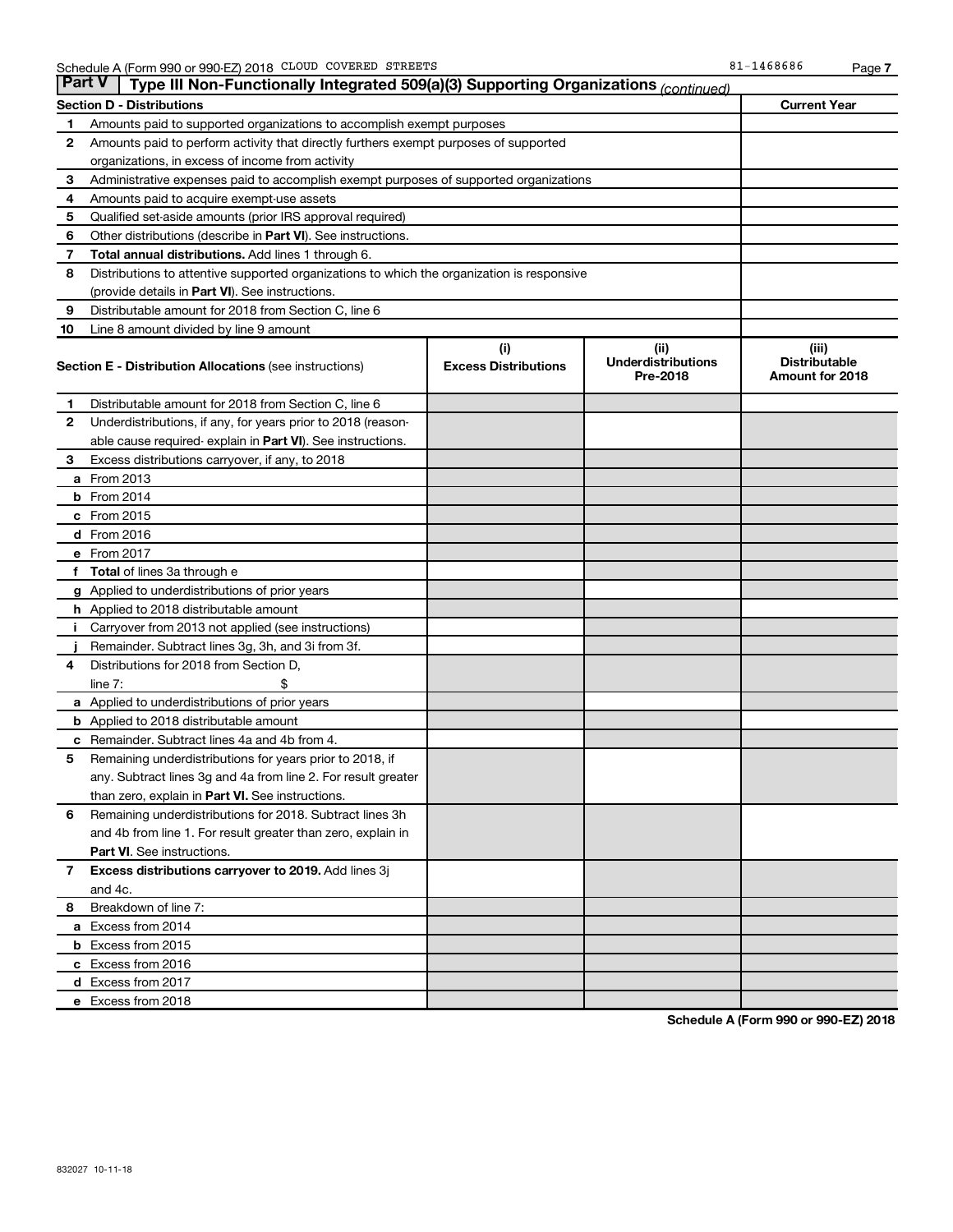Schedule A (Form 990 or 990-EZ) 2018 CLOUD COVERED STREETS 81-1468686

## Part V Type III Non-Functionally Integrated 509(a)(3) Supporting Organizations *(continued)*

| Section D - Distributions | | Current Year |
|---|---|---|
| 1 | Amounts paid to supported organizations to accomplish exempt purposes | |
| 2 | Amounts paid to perform activity that directly furthers exempt purposes of supported organizations, in excess of income from activity | |
| 3 | Administrative expenses paid to accomplish exempt purposes of supported organizations | |
| 4 | Amounts paid to acquire exempt-use assets | |
| 5 | Qualified set-aside amounts (prior IRS approval required) | |
| 6 | Other distributions (describe in **Part VI**). See instructions. | |
| 7 | **Total annual distributions.** Add lines 1 through 6. | |
| 8 | Distributions to attentive supported organizations to which the organization is responsive (provide details in **Part VI**). See instructions. | |
| 9 | Distributable amount for 2018 from Section C, line 6 | |
| 10 | Line 8 amount divided by line 9 amount | |

| | Section E - Distribution Allocations (see instructions) | (i) Excess Distributions | (ii) Underdistributions Pre-2018 | (iii) Distributable Amount for 2018 |
|---|---|---|---|---|
| 1 | Distributable amount for 2018 from Section C, line 6 | | | |
| 2 | Underdistributions, if any, for years prior to 2018 (reasonable cause required- explain in **Part VI**). See instructions. | | | |
| 3 | Excess distributions carryover, if any, to 2018 | | | |
| a | From 2013 | | | |
| b | From 2014 | | | |
| c | From 2015 | | | |
| d | From 2016 | | | |
| e | From 2017 | | | |
| f | **Total** of lines 3a through e | | | |
| g | Applied to underdistributions of prior years | | | |
| h | Applied to 2018 distributable amount | | | |
| i | Carryover from 2013 not applied (see instructions) | | | |
| j | Remainder. Subtract lines 3g, 3h, and 3i from 3f. | | | |
| 4 | Distributions for 2018 from Section D, line 7: $ | | | |
| a | Applied to underdistributions of prior years | | | |
| b | Applied to 2018 distributable amount | | | |
| c | Remainder. Subtract lines 4a and 4b from 4. | | | |
| 5 | Remaining underdistributions for years prior to 2018, if any. Subtract lines 3g and 4a from line 2. For result greater than zero, explain in **Part VI.** See instructions. | | | |
| 6 | Remaining underdistributions for 2018. Subtract lines 3h and 4b from line 1. For result greater than zero, explain in **Part VI**. See instructions. | | | |
| 7 | **Excess distributions carryover to 2019.** Add lines 3j and 4c. | | | |
| 8 | Breakdown of line 7: | | | |
| a | Excess from 2014 | | | |
| b | Excess from 2015 | | | |
| c | Excess from 2016 | | | |
| d | Excess from 2017 | | | |
| e | Excess from 2018 | | | |

**Schedule A (Form 990 or 990-EZ) 2018**

832027 10-11-18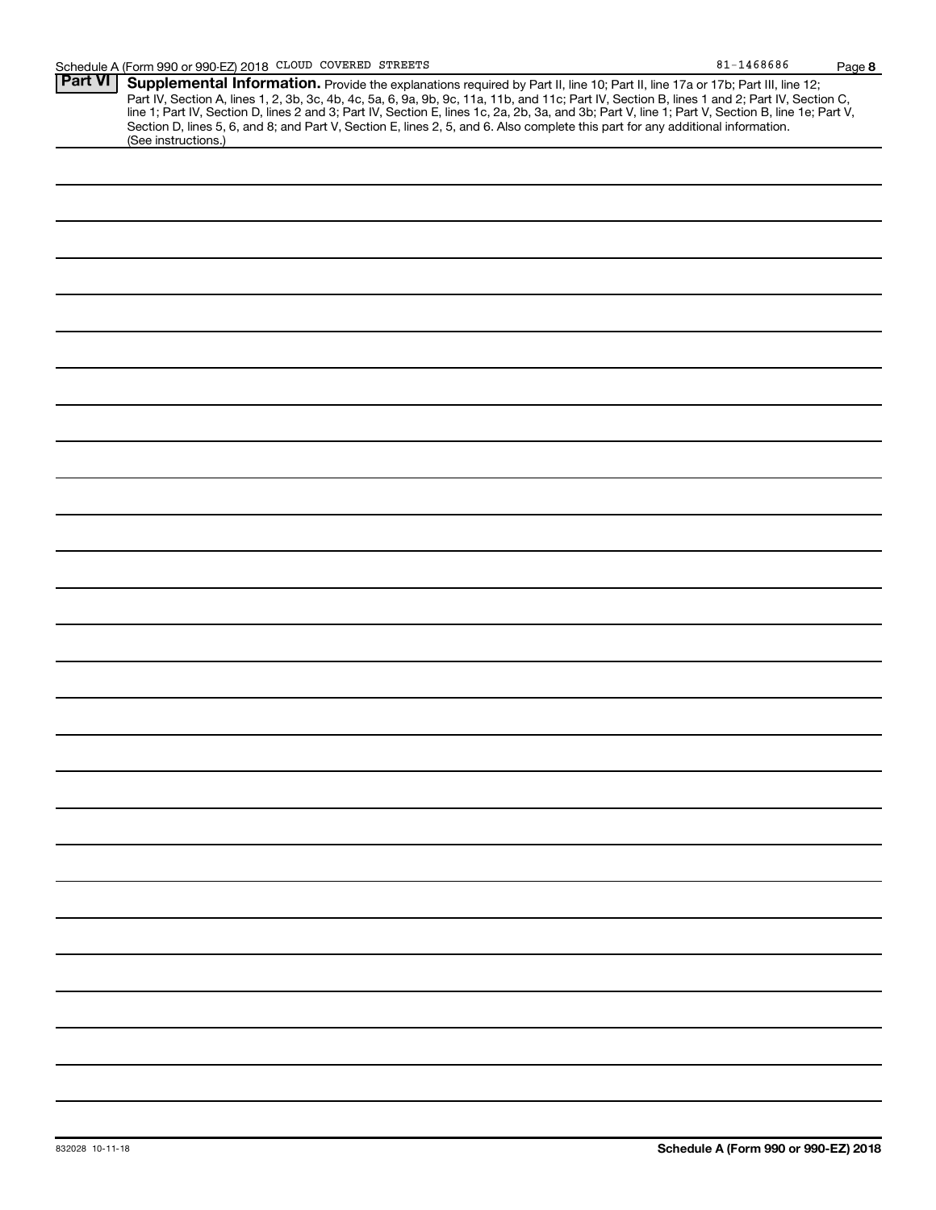Schedule A (Form 990 or 990-EZ) 2018 CLOUD COVERED STREETS 81-1468686

**Part VI** **Supplemental Information.** Provide the explanations required by Part II, line 10; Part II, line 17a or 17b; Part III, line 12; Part IV, Section A, lines 1, 2, 3b, 3c, 4b, 4c, 5a, 6, 9a, 9b, 9c, 11a, 11b, and 11c; Part IV, Section B, lines 1 and 2; Part IV, Section C, line 1; Part IV, Section D, lines 2 and 3; Part IV, Section E, lines 1c, 2a, 2b, 3a, and 3b; Part V, line 1; Part V, Section B, line 1e; Part V, Section D, lines 5, 6, and 8; and Part V, Section E, lines 2, 5, and 6. Also complete this part for any additional information. (See instructions.)

832028 10-11-18

**Schedule A (Form 990 or 990-EZ) 2018**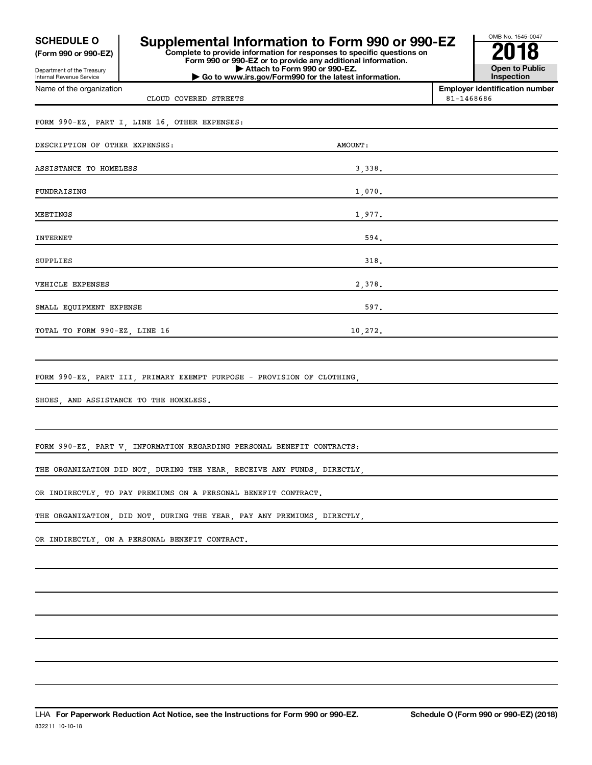**SCHEDULE O**
**(Form 990 or 990-EZ)**

Department of the Treasury
Internal Revenue Service

# Supplemental Information to Form 990 or 990-EZ

**Complete to provide information for responses to specific questions on Form 990 or 990-EZ or to provide any additional information.**
**▶ Attach to Form 990 or 990-EZ.**
**▶ Go to www.irs.gov/Form990 for the latest information.**

OMB No. 1545-0047

**2018**

**Open to Public Inspection**

Name of the organization: CLOUD COVERED STREETS

**Employer identification number:** 81-1468686

FORM 990-EZ, PART I, LINE 16, OTHER EXPENSES:

| DESCRIPTION OF OTHER EXPENSES: | AMOUNT: |
|---|---|
| ASSISTANCE TO HOMELESS | 3,338. |
| FUNDRAISING | 1,070. |
| MEETINGS | 1,977. |
| INTERNET | 594. |
| SUPPLIES | 318. |
| VEHICLE EXPENSES | 2,378. |
| SMALL EQUIPMENT EXPENSE | 597. |
| TOTAL TO FORM 990-EZ, LINE 16 | 10,272. |

FORM 990-EZ, PART III, PRIMARY EXEMPT PURPOSE - PROVISION OF CLOTHING, SHOES, AND ASSISTANCE TO THE HOMELESS.

FORM 990-EZ, PART V, INFORMATION REGARDING PERSONAL BENEFIT CONTRACTS:

THE ORGANIZATION DID NOT, DURING THE YEAR, RECEIVE ANY FUNDS, DIRECTLY, OR INDIRECTLY, TO PAY PREMIUMS ON A PERSONAL BENEFIT CONTRACT.

THE ORGANIZATION, DID NOT, DURING THE YEAR, PAY ANY PREMIUMS, DIRECTLY, OR INDIRECTLY, ON A PERSONAL BENEFIT CONTRACT.

LHA **For Paperwork Reduction Act Notice, see the Instructions for Form 990 or 990-EZ.** **Schedule O (Form 990 or 990-EZ) (2018)**

832211 10-10-18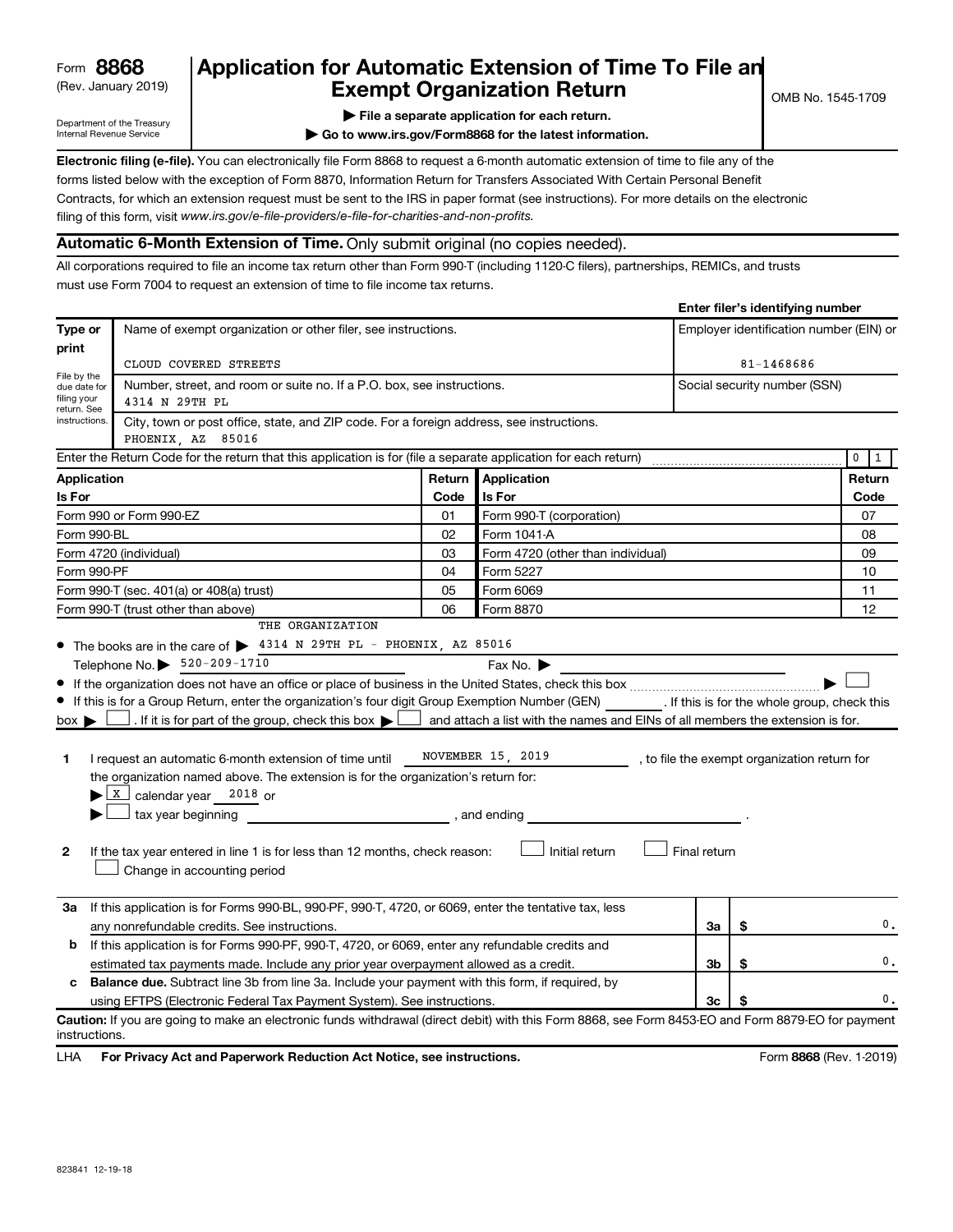Form **8868**
(Rev. January 2019)

Department of the Treasury
Internal Revenue Service

# Application for Automatic Extension of Time To File an Exempt Organization Return

OMB No. 1545-1709

▶ **File a separate application for each return.**

▶ **Go to www.irs.gov/Form8868 for the latest information.**

**Electronic filing (e-file).** You can electronically file Form 8868 to request a 6-month automatic extension of time to file any of the forms listed below with the exception of Form 8870, Information Return for Transfers Associated With Certain Personal Benefit Contracts, for which an extension request must be sent to the IRS in paper format (see instructions). For more details on the electronic filing of this form, visit *www.irs.gov/e-file-providers/e-file-for-charities-and-non-profits.*

## Automatic 6-Month Extension of Time. Only submit original (no copies needed).

All corporations required to file an income tax return other than Form 990-T (including 1120-C filers), partnerships, REMICs, and trusts must use Form 7004 to request an extension of time to file income tax returns.

| | | Enter filer's identifying number |
|---|---|---|
| **Type or print** | Name of exempt organization or other filer, see instructions. CLOUD COVERED STREETS | Employer identification number (EIN) or 81-1468686 |
| File by the due date for filing your return. See instructions. | Number, street, and room or suite no. If a P.O. box, see instructions. 4314 N 29TH PL | Social security number (SSN) |
| | City, town or post office, state, and ZIP code. For a foreign address, see instructions. PHOENIX, AZ 85016 | |

Enter the Return Code for the return that this application is for (file a separate application for each return) ........ 0 1

| Application Is For | Return Code | Application Is For | Return Code |
|---|---|---|---|
| Form 990 or Form 990-EZ | 01 | Form 990-T (corporation) | 07 |
| Form 990-BL | 02 | Form 1041-A | 08 |
| Form 4720 (individual) | 03 | Form 4720 (other than individual) | 09 |
| Form 990-PF | 04 | Form 5227 | 10 |
| Form 990-T (sec. 401(a) or 408(a) trust) | 05 | Form 6069 | 11 |
| Form 990-T (trust other than above) | 06 | Form 8870 | 12 |

- The books are in the care of ▶ THE ORGANIZATION 4314 N 29TH PL - PHOENIX, AZ 85016
  Telephone No. ▶ 520-209-1710 Fax No. ▶
- If the organization does not have an office or place of business in the United States, check this box ........ ▶ ☐
- If this is for a Group Return, enter the organization's four digit Group Exemption Number (GEN) ________ . If this is for the whole group, check this box ▶ ☐ . If it is for part of the group, check this box ▶ ☐ and attach a list with the names and EINs of all members the extension is for.

**1** I request an automatic 6-month extension of time until NOVEMBER 15, 2019 , to file the exempt organization return for the organization named above. The extension is for the organization's return for:
▶ ☒ calendar year 2018 or
▶ ☐ tax year beginning ________________ , and ending ________________ .

**2** If the tax year entered in line 1 is for less than 12 months, check reason: ☐ Initial return ☐ Final return
☐ Change in accounting period

| | | | |
|---|---|---|---|
| **3a** | If this application is for Forms 990-BL, 990-PF, 990-T, 4720, or 6069, enter the tentative tax, less any nonrefundable credits. See instructions. | **3a** | $ 0. |
| **b** | If this application is for Forms 990-PF, 990-T, 4720, or 6069, enter any refundable credits and estimated tax payments made. Include any prior year overpayment allowed as a credit. | **3b** | $ 0. |
| **c** | **Balance due.** Subtract line 3b from line 3a. Include your payment with this form, if required, by using EFTPS (Electronic Federal Tax Payment System). See instructions. | **3c** | $ 0. |

**Caution:** If you are going to make an electronic funds withdrawal (direct debit) with this Form 8868, see Form 8453-EO and Form 8879-EO for payment instructions.

LHA **For Privacy Act and Paperwork Reduction Act Notice, see instructions.** Form **8868** (Rev. 1-2019)

823841 12-19-18